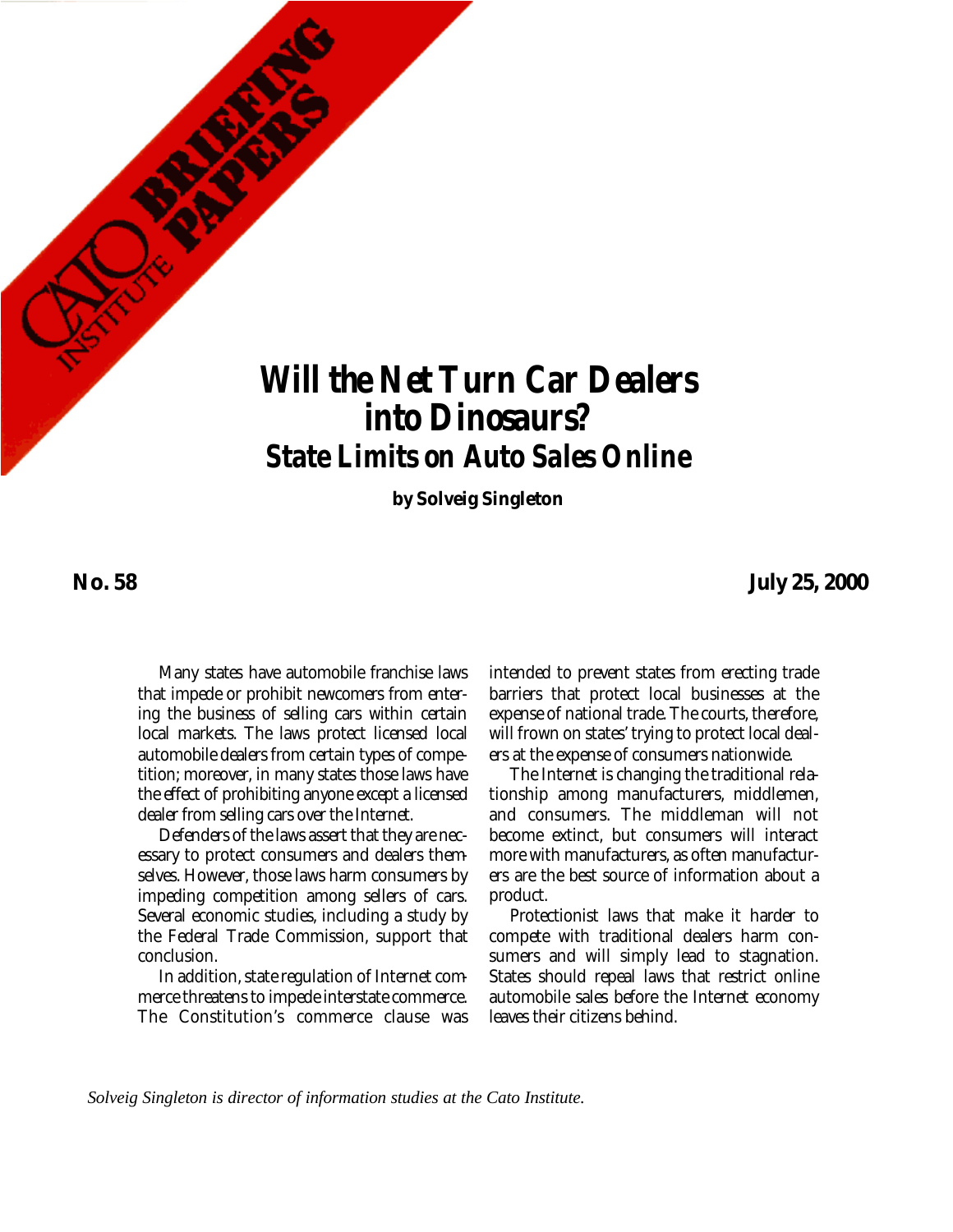# Will the Net Turn Car Dealers into Dinosaurs?

## State Limits on Auto Sales Online

**by Solveig Singleton**

**No. 58** **July 25, 2000**

Many states have automobile franchise laws that impede or prohibit newcomers from entering the business of selling cars within certain local markets. The laws protect licensed local automobile dealers from certain types of competition; moreover, in many states those laws have the effect of prohibiting anyone except a licensed dealer from selling cars over the Internet.

Defenders of the laws assert that they are necessary to protect consumers and dealers themselves. However, those laws harm consumers by impeding competition among sellers of cars. Several economic studies, including a study by the Federal Trade Commission, support that conclusion.

In addition, state regulation of Internet commerce threatens to impede interstate commerce. The Constitution's commerce clause was intended to prevent states from erecting trade barriers that protect local businesses at the expense of national trade. The courts, therefore, will frown on states' trying to protect local dealers at the expense of consumers nationwide.

The Internet is changing the traditional relationship among manufacturers, middlemen, and consumers. The middleman will not become extinct, but consumers will interact more with manufacturers, as often manufacturers are the best source of information about a product.

Protectionist laws that make it harder to compete with traditional dealers harm consumers and will simply lead to stagnation. States should repeal laws that restrict online automobile sales before the Internet economy leaves their citizens behind.

*Solveig Singleton is director of information studies at the Cato Institute.*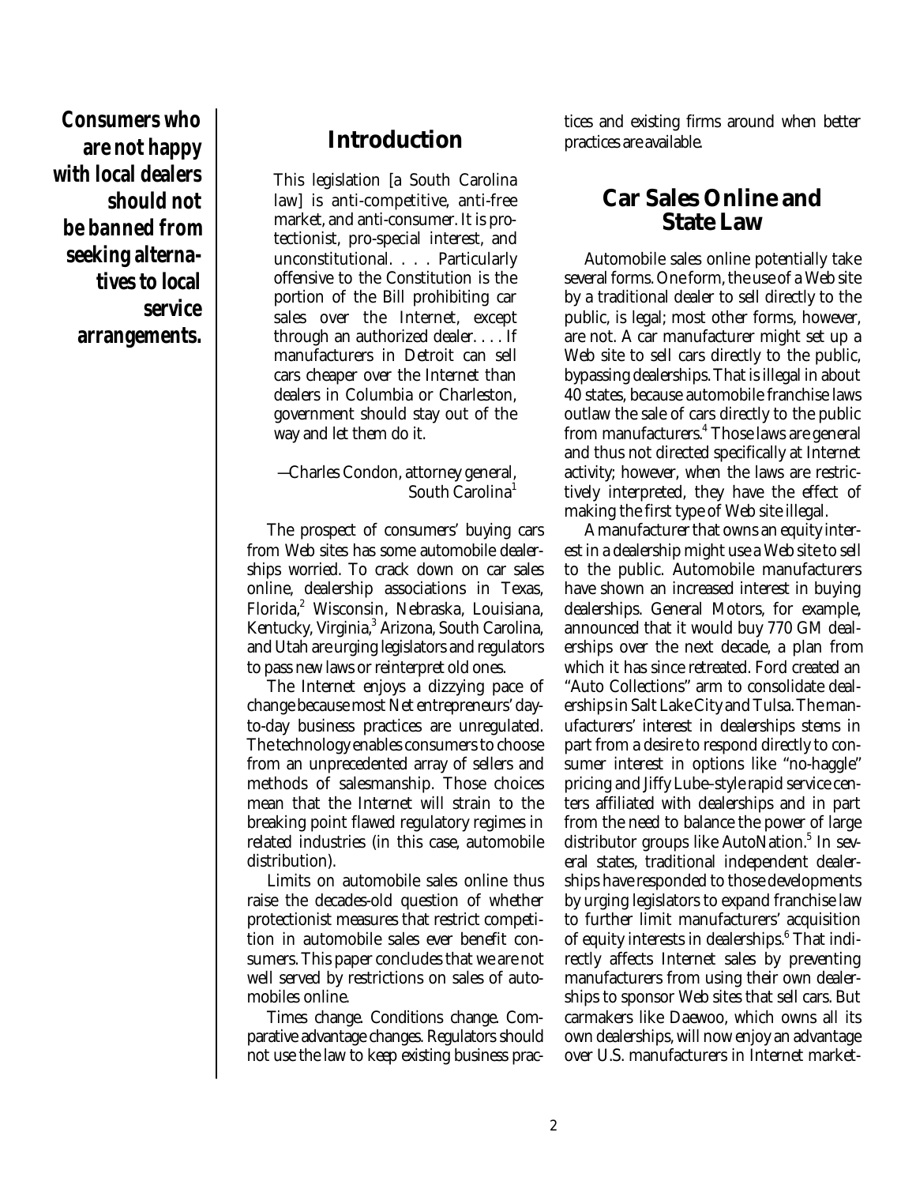***Consumers who are not happy with local dealers should not be banned from seeking alternatives to local service arrangements.***

## Introduction

> This legislation [a South Carolina law] is anti-competitive, anti-free market, and anti-consumer. It is protectionist, pro-special interest, and unconstitutional. . . . Particularly offensive to the Constitution is the portion of the Bill prohibiting car sales over the Internet, except through an authorized dealer. . . . If manufacturers in Detroit can sell cars cheaper over the Internet than dealers in Columbia or Charleston, government should stay out of the way and let them do it.
>
> —Charles Condon, attorney general, South Carolina[1]

The prospect of consumers' buying cars from Web sites has some automobile dealerships worried. To crack down on car sales online, dealership associations in Texas, Florida,[2] Wisconsin, Nebraska, Louisiana, Kentucky, Virginia,[3] Arizona, South Carolina, and Utah are urging legislators and regulators to pass new laws or reinterpret old ones.

The Internet enjoys a dizzying pace of change because most Net entrepreneurs' day-to-day business practices are unregulated. The technology enables consumers to choose from an unprecedented array of sellers and methods of salesmanship. Those choices mean that the Internet will strain to the breaking point flawed regulatory regimes in related industries (in this case, automobile distribution).

Limits on automobile sales online thus raise the decades-old question of whether protectionist measures that restrict competition in automobile sales ever benefit consumers. This paper concludes that we are not well served by restrictions on sales of automobiles online.

Times change. Conditions change. Comparative advantage changes. Regulators should not use the law to keep existing business practices and existing firms around when better practices are available.

## Car Sales Online and State Law

Automobile sales online potentially take several forms. One form, the use of a Web site by a traditional dealer to sell directly to the public, is legal; most other forms, however, are not. A car manufacturer might set up a Web site to sell cars directly to the public, bypassing dealerships. That is illegal in about 40 states, because automobile franchise laws outlaw the sale of cars directly to the public from manufacturers.[4] Those laws are general and thus not directed specifically at Internet activity; however, when the laws are restrictively interpreted, they have the effect of making the first type of Web site illegal.

A manufacturer that owns an equity interest in a dealership might use a Web site to sell to the public. Automobile manufacturers have shown an increased interest in buying dealerships. General Motors, for example, announced that it would buy 770 GM dealerships over the next decade, a plan from which it has since retreated. Ford created an "Auto Collections" arm to consolidate dealerships in Salt Lake City and Tulsa. The manufacturers' interest in dealerships stems in part from a desire to respond directly to consumer interest in options like "no-haggle" pricing and Jiffy Lube–style rapid service centers affiliated with dealerships and in part from the need to balance the power of large distributor groups like AutoNation.[5] In several states, traditional independent dealerships have responded to those developments by urging legislators to expand franchise law to further limit manufacturers' acquisition of equity interests in dealerships.[6] That indirectly affects Internet sales by preventing manufacturers from using their own dealerships to sponsor Web sites that sell cars. But carmakers like Daewoo, which owns all its own dealerships, will now enjoy an advantage over U.S. manufacturers in Internet market-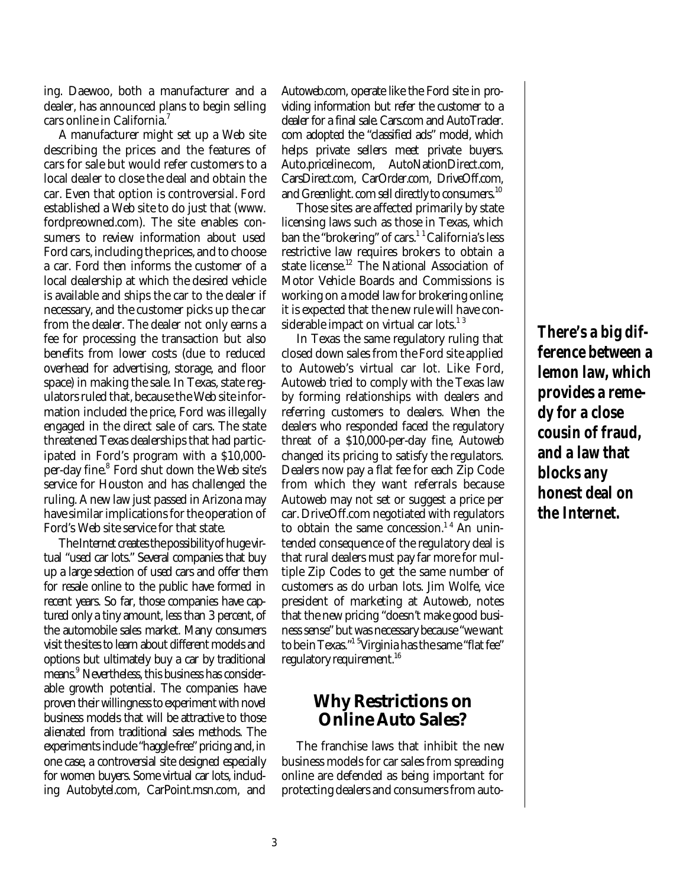ing. Daewoo, both a manufacturer and a dealer, has announced plans to begin selling cars online in California.[7]

A manufacturer might set up a Web site describing the prices and the features of cars for sale but would refer customers to a local dealer to close the deal and obtain the car. Even that option is controversial. Ford established a Web site to do just that (www.fordpreowned.com). The site enables consumers to review information about used Ford cars, including the prices, and to choose a car. Ford then informs the customer of a local dealership at which the desired vehicle is available and ships the car to the dealer if necessary, and the customer picks up the car from the dealer. The dealer not only earns a fee for processing the transaction but also benefits from lower costs (due to reduced overhead for advertising, storage, and floor space) in making the sale. In Texas, state regulators ruled that, because the Web site information included the price, Ford was illegally engaged in the direct sale of cars. The state threatened Texas dealerships that had participated in Ford's program with a $10,000-per-day fine.[8] Ford shut down the Web site's service for Houston and has challenged the ruling. A new law just passed in Arizona may have similar implications for the operation of Ford's Web site service for that state.

The Internet creates the possibility of huge virtual "used car lots." Several companies that buy up a large selection of used cars and offer them for resale online to the public have formed in recent years. So far, those companies have captured only a tiny amount, less than 3 percent, of the automobile sales market. Many consumers visit the sites to learn about different models and options but ultimately buy a car by traditional means.[9] Nevertheless, this business has considerable growth potential. The companies have proven their willingness to experiment with novel business models that will be attractive to those alienated from traditional sales methods. The experiments include "haggle-free" pricing and, in one case, a controversial site designed especially for women buyers. Some virtual car lots, including Autobytel.com, CarPoint.msn.com, and Autoweb.com, operate like the Ford site in providing information but refer the customer to a dealer for a final sale. Cars.com and AutoTrader.com adopted the "classified ads" model, which helps private sellers meet private buyers. Auto.priceline.com, AutoNationDirect.com, CarsDirect.com, CarOrder.com, DriveOff.com, and Greenlight.com sell directly to consumers.[10]

Those sites are affected primarily by state licensing laws such as those in Texas, which ban the "brokering" of cars.[11] California's less restrictive law requires brokers to obtain a state license.[12] The National Association of Motor Vehicle Boards and Commissions is working on a model law for brokering online; it is expected that the new rule will have considerable impact on virtual car lots.[13]

In Texas the same regulatory ruling that closed down sales from the Ford site applied to Autoweb's virtual car lot. Like Ford, Autoweb tried to comply with the Texas law by forming relationships with dealers and referring customers to dealers. When the dealers who responded faced the regulatory threat of a $10,000-per-day fine, Autoweb changed its pricing to satisfy the regulators. Dealers now pay a flat fee for each Zip Code from which they want referrals because Autoweb may not set or suggest a price per car. DriveOff.com negotiated with regulators to obtain the same concession.[14] An unintended consequence of the regulatory deal is that rural dealers must pay far more for multiple Zip Codes to get the same number of customers as do urban lots. Jim Wolfe, vice president of marketing at Autoweb, notes that the new pricing "doesn't make good business sense" but was necessary because "we want to be in Texas."[15] Virginia has the same "flat fee" regulatory requirement.[16]

***There's a big difference between a lemon law, which provides a remedy for a close cousin of fraud, and a law that blocks any honest deal on the Internet.***

## Why Restrictions on Online Auto Sales?

The franchise laws that inhibit the new business models for car sales from spreading online are defended as being important for protecting dealers and consumers from auto-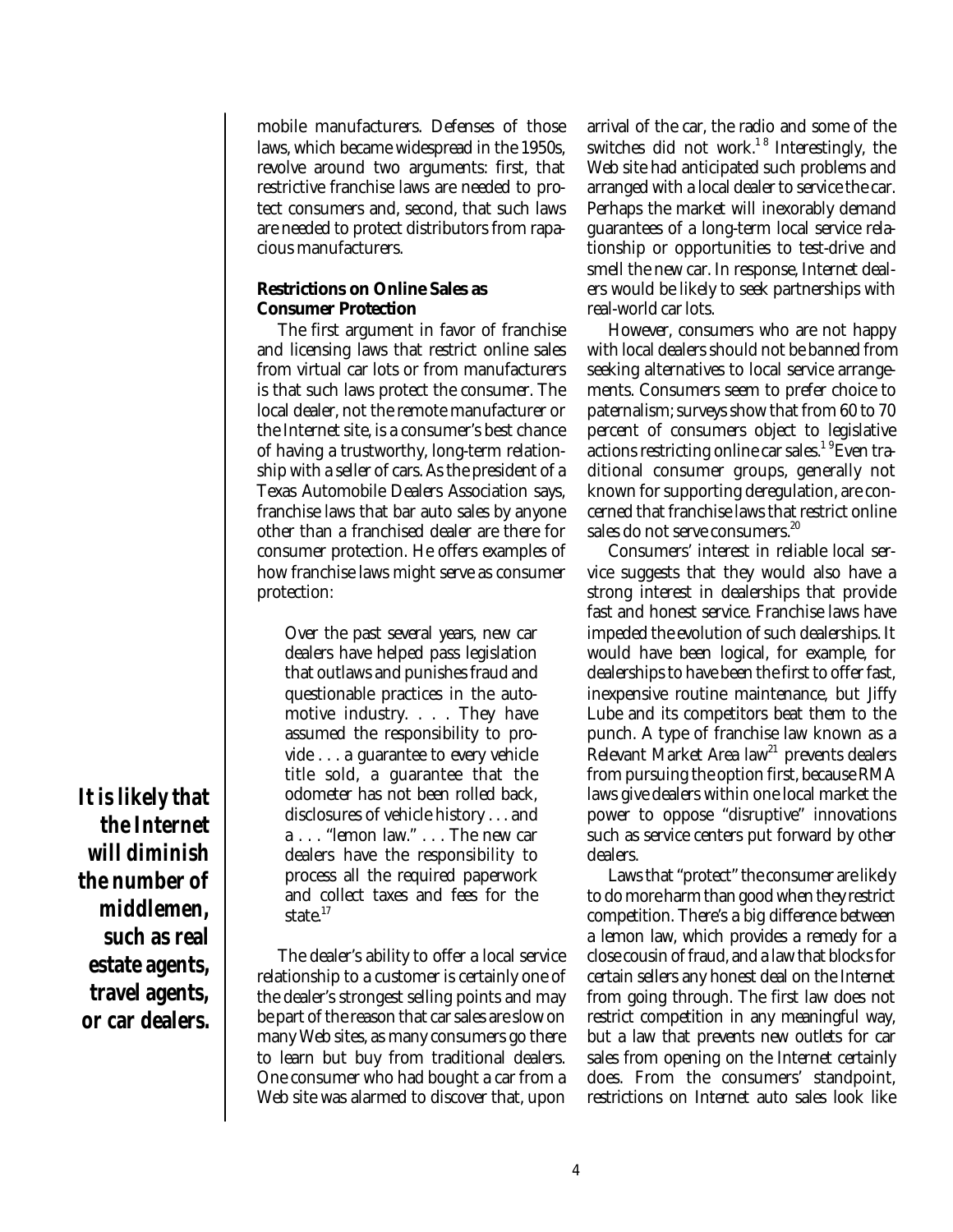mobile manufacturers. Defenses of those laws, which became widespread in the 1950s, revolve around two arguments: first, that restrictive franchise laws are needed to protect consumers and, second, that such laws are needed to protect distributors from rapacious manufacturers.

### Restrictions on Online Sales as Consumer Protection

The first argument in favor of franchise and licensing laws that restrict online sales from virtual car lots or from manufacturers is that such laws protect the consumer. The local dealer, not the remote manufacturer or the Internet site, is a consumer's best chance of having a trustworthy, long-term relationship with a seller of cars. As the president of a Texas Automobile Dealers Association says, franchise laws that bar auto sales by anyone other than a franchised dealer are there for consumer protection. He offers examples of how franchise laws might serve as consumer protection:

> Over the past several years, new car dealers have helped pass legislation that outlaws and punishes fraud and questionable practices in the automotive industry. . . . They have assumed the responsibility to provide . . . a guarantee to every vehicle title sold, a guarantee that the odometer has not been rolled back, disclosures of vehicle history . . . and a . . . "lemon law." . . . The new car dealers have the responsibility to process all the required paperwork and collect taxes and fees for the state.[17]

The dealer's ability to offer a local service relationship to a customer is certainly one of the dealer's strongest selling points and may be part of the reason that car sales are slow on many Web sites, as many consumers go there to learn but buy from traditional dealers. One consumer who had bought a car from a Web site was alarmed to discover that, upon arrival of the car, the radio and some of the switches did not work.[18] Interestingly, the Web site had anticipated such problems and arranged with a local dealer to service the car. Perhaps the market will inexorably demand guarantees of a long-term local service relationship or opportunities to test-drive and smell the new car. In response, Internet dealers would be likely to seek partnerships with real-world car lots.

***It is likely that the Internet will diminish the number of middlemen, such as real estate agents, travel agents, or car dealers.***

However, consumers who are not happy with local dealers should not be banned from seeking alternatives to local service arrangements. Consumers seem to prefer choice to paternalism; surveys show that from 60 to 70 percent of consumers object to legislative actions restricting online car sales.[19] Even traditional consumer groups, generally not known for supporting deregulation, are concerned that franchise laws that restrict online sales do not serve consumers.[20]

Consumers' interest in reliable local service suggests that they would also have a strong interest in dealerships that provide fast and honest service. Franchise laws have impeded the evolution of such dealerships. It would have been logical, for example, for dealerships to have been the first to offer fast, inexpensive routine maintenance, but Jiffy Lube and its competitors beat them to the punch. A type of franchise law known as a Relevant Market Area law[21] prevents dealers from pursuing the option first, because RMA laws give dealers within one local market the power to oppose "disruptive" innovations such as service centers put forward by other dealers.

Laws that "protect" the consumer are likely to do more harm than good when they restrict competition. There's a big difference between a lemon law, which provides a remedy for a close cousin of fraud, and a law that blocks for certain sellers any honest deal on the Internet from going through. The first law does not restrict competition in any meaningful way, but a law that prevents new outlets for car sales from opening on the Internet certainly does. From the consumers' standpoint, restrictions on Internet auto sales look like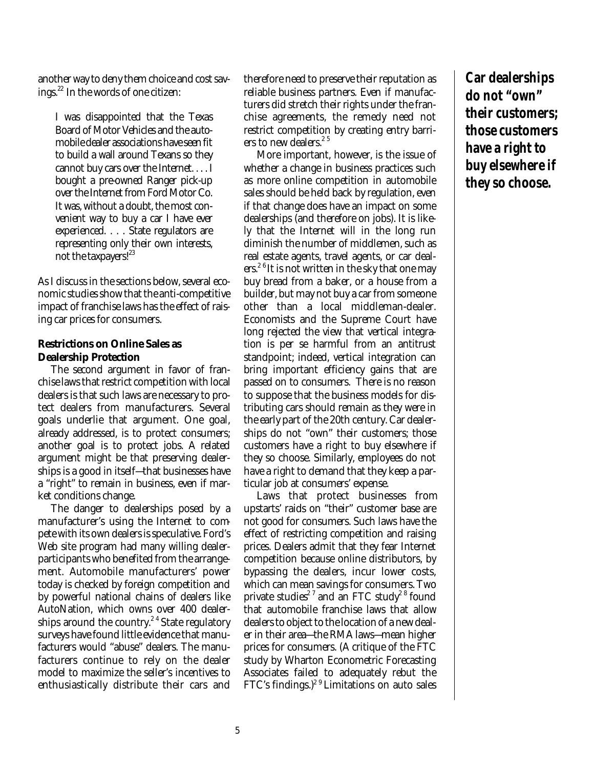another way to deny them choice and cost savings.[22] In the words of one citizen:

> I was disappointed that the Texas Board of Motor Vehicles and the automobile dealer associations have seen fit to build a wall around Texans so they cannot buy cars over the Internet. . . . I bought a pre-owned Ranger pick-up over the Internet from Ford Motor Co. It was, without a doubt, the most convenient way to buy a car I have ever experienced. . . . State regulators are representing only their own interests, not the taxpayers![23]

As I discuss in the sections below, several economic studies show that the anti-competitive impact of franchise laws has the effect of raising car prices for consumers.

**Restrictions on Online Sales as Dealership Protection**

The second argument in favor of franchise laws that restrict competition with local dealers is that such laws are necessary to protect dealers from manufacturers. Several goals underlie that argument. One goal, already addressed, is to protect consumers; another goal is to protect jobs. A related argument might be that preserving dealerships is a good in itself—that businesses have a "right" to remain in business, even if market conditions change.

The danger to dealerships posed by a manufacturer's using the Internet to compete with its own dealers is speculative. Ford's Web site program had many willing dealer-participants who benefited from the arrangement. Automobile manufacturers' power today is checked by foreign competition and by powerful national chains of dealers like AutoNation, which owns over 400 dealerships around the country.[24] State regulatory surveys have found little evidence that manufacturers would "abuse" dealers. The manufacturers continue to rely on the dealer model to maximize the seller's incentives to enthusiastically distribute their cars and therefore need to preserve their reputation as reliable business partners. Even if manufacturers did stretch their rights under the franchise agreements, the remedy need not restrict competition by creating entry barriers to new dealers.[25]

More important, however, is the issue of whether a change in business practices such as more online competition in automobile sales should be held back by regulation, even if that change does have an impact on some dealerships (and therefore on jobs). It is likely that the Internet will in the long run diminish the number of middlemen, such as real estate agents, travel agents, or car dealers.[26] It is not written in the sky that one may buy bread from a baker, or a house from a builder, but may not buy a car from someone other than a local middleman-dealer. Economists and the Supreme Court have long rejected the view that vertical integration is per se harmful from an antitrust standpoint; indeed, vertical integration can bring important efficiency gains that are passed on to consumers. There is no reason to suppose that the business models for distributing cars should remain as they were in the early part of the 20th century. Car dealerships do not "own" their customers; those customers have a right to buy elsewhere if they so choose. Similarly, employees do not have a right to demand that they keep a particular job at consumers' expense.

Laws that protect businesses from upstarts' raids on "their" customer base are not good for consumers. Such laws have the effect of restricting competition and raising prices. Dealers admit that they fear Internet competition because online distributors, by bypassing the dealers, incur lower costs, which can mean savings for consumers. Two private studies[27] and an FTC study[28] found that automobile franchise laws that allow dealers to object to the location of a new dealer in their area—the RMA laws—mean higher prices for consumers. (A critique of the FTC study by Wharton Econometric Forecasting Associates failed to adequately rebut the FTC's findings.)[29] Limitations on auto sales

***Car dealerships do not "own" their customers; those customers have a right to buy elsewhere if they so choose.***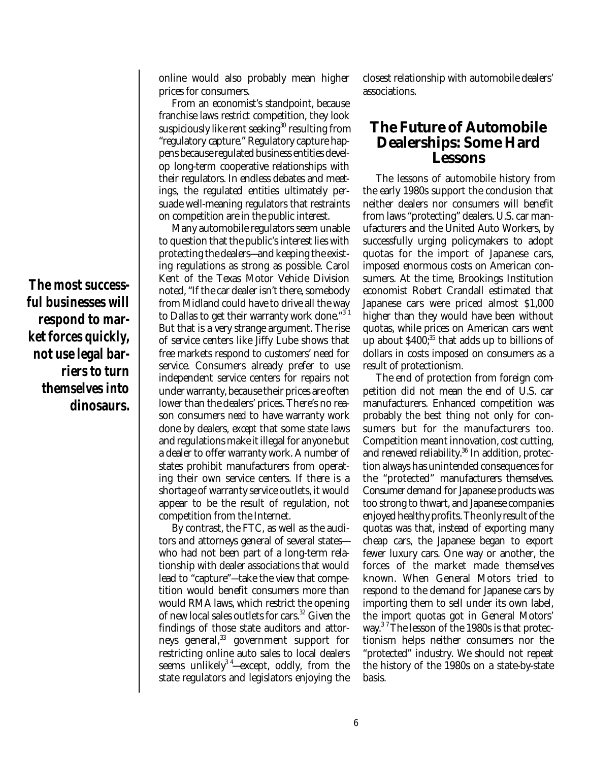online would also probably mean higher prices for consumers.

From an economist's standpoint, because franchise laws restrict competition, they look suspiciously like rent seeking[30] resulting from "regulatory capture." Regulatory capture happens because regulated business entities develop long-term cooperative relationships with their regulators. In endless debates and meetings, the regulated entities ultimately persuade well-meaning regulators that restraints on competition are in the public interest.

Many automobile regulators seem unable to question that the public's interest lies with protecting the dealers—and keeping the existing regulations as strong as possible. Carol Kent of the Texas Motor Vehicle Division noted, "If the car dealer isn't there, somebody from Midland could have to drive all the way to Dallas to get their warranty work done."[31] But that is a very strange argument. The rise of service centers like Jiffy Lube shows that free markets respond to customers' need for service. Consumers already prefer to use independent service centers for repairs not under warranty, because their prices are often lower than the dealers' prices. There's no reason consumers *need* to have warranty work done by dealers, *except* that some state laws and regulations make it illegal for anyone but a dealer to offer warranty work. A number of states prohibit manufacturers from operating their own service centers. If there is a shortage of warranty service outlets, it would appear to be the result of regulation, not competition from the Internet.

***The most successful businesses will respond to market forces quickly, not use legal barriers to turn themselves into dinosaurs.***

By contrast, the FTC, as well as the auditors and attorneys general of several states—who had not been part of a long-term relationship with dealer associations that would lead to "capture"—take the view that competition would benefit consumers more than would RMA laws, which restrict the opening of new local sales outlets for cars.[32] Given the findings of those state auditors and attorneys general,[33] government support for restricting online auto sales to local dealers seems unlikely[34]—except, oddly, from the state regulators and legislators enjoying the closest relationship with automobile dealers' associations.

## The Future of Automobile Dealerships: Some Hard Lessons

The lessons of automobile history from the early 1980s support the conclusion that neither dealers nor consumers will benefit from laws "protecting" dealers. U.S. car manufacturers and the United Auto Workers, by successfully urging policymakers to adopt quotas for the import of Japanese cars, imposed enormous costs on American consumers. At the time, Brookings Institution economist Robert Crandall estimated that Japanese cars were priced almost $1,000 higher than they would have been without quotas, while prices on American cars went up about $400;[35] that adds up to billions of dollars in costs imposed on consumers as a result of protectionism.

The end of protection from foreign competition did not mean the end of U.S. car manufacturers. Enhanced competition was probably the best thing not only for consumers but for the manufacturers too. Competition meant innovation, cost cutting, and renewed reliability.[36] In addition, protection always has unintended consequences for the "protected" manufacturers themselves. Consumer demand for Japanese products was too strong to thwart, and Japanese companies enjoyed healthy profits. The only result of the quotas was that, instead of exporting many cheap cars, the Japanese began to export fewer luxury cars. One way or another, the forces of the market made themselves known. When General Motors tried to respond to the demand for Japanese cars by importing them to sell under its own label, the import quotas got in General Motors' way.[37] The lesson of the 1980s is that protectionism helps neither consumers nor the "protected" industry. We should not repeat the history of the 1980s on a state-by-state basis.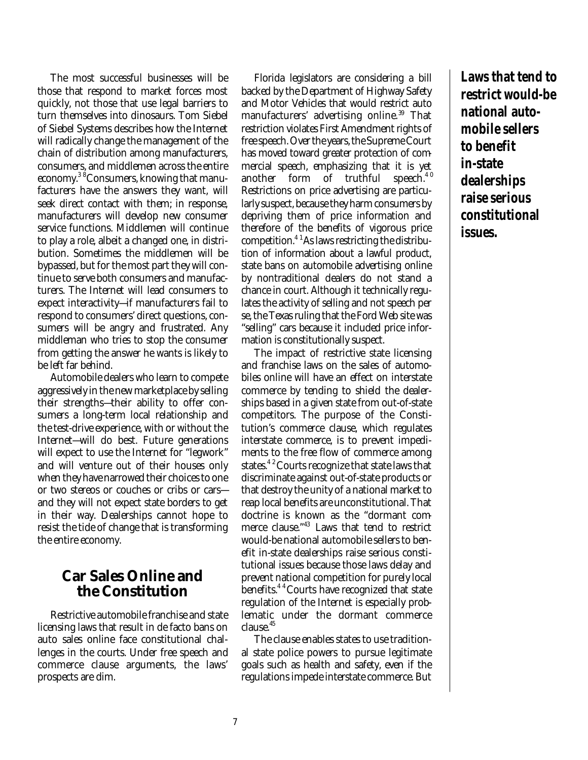The most successful businesses will be those that respond to market forces most quickly, not those that use legal barriers to turn themselves into dinosaurs. Tom Siebel of Siebel Systems describes how the Internet will radically change the management of the chain of distribution among manufacturers, consumers, and middlemen across the entire economy.[38] Consumers, knowing that manufacturers have the answers they want, will seek direct contact with them; in response, manufacturers will develop new consumer service functions. Middlemen will continue to play a role, albeit a changed one, in distribution. Sometimes the middlemen will be bypassed, but for the most part they will continue to serve both consumers and manufacturers. The Internet will lead consumers to expect interactivity—if manufacturers fail to respond to consumers' direct questions, consumers will be angry and frustrated. Any middleman who tries to stop the consumer from getting the answer he wants is likely to be left far behind.

Automobile dealers who learn to compete aggressively in the new marketplace by selling their strengths—their ability to offer consumers a long-term local relationship and the test-drive experience, with or without the Internet—will do best. Future generations will expect to use the Internet for "legwork" and will venture out of their houses only when they have narrowed their choices to one or two stereos or couches or cribs or cars—and they will not expect state borders to get in their way. Dealerships cannot hope to resist the tide of change that is transforming the entire economy.

## Car Sales Online and the Constitution

Restrictive automobile franchise and state licensing laws that result in de facto bans on auto sales online face constitutional challenges in the courts. Under free speech and commerce clause arguments, the laws' prospects are dim.

Florida legislators are considering a bill backed by the Department of Highway Safety and Motor Vehicles that would restrict auto manufacturers' advertising online.[39] That restriction violates First Amendment rights of free speech. Over the years, the Supreme Court has moved toward greater protection of commercial speech, emphasizing that it is yet another form of truthful speech.[40] Restrictions on price advertising are particularly suspect, because they harm consumers by depriving them of price information and therefore of the benefits of vigorous price competition.[41] As laws restricting the distribution of information about a lawful product, state bans on automobile advertising online by nontraditional dealers do not stand a chance in court. Although it technically regulates the activity of selling and not speech per se, the Texas ruling that the Ford Web site was "selling" cars because it included price information is constitutionally suspect.

The impact of restrictive state licensing and franchise laws on the sales of automobiles online will have an effect on interstate commerce by tending to shield the dealerships based in a given state from out-of-state competitors. The purpose of the Constitution's commerce clause, which regulates interstate commerce, is to prevent impediments to the free flow of commerce among states.[42] Courts recognize that state laws that discriminate against out-of-state products or that destroy the unity of a national market to reap local benefits are unconstitutional. That doctrine is known as the "dormant commerce clause."[43] Laws that tend to restrict would-be national automobile sellers to benefit in-state dealerships raise serious constitutional issues because those laws delay and prevent national competition for purely local benefits.[44] Courts have recognized that state regulation of the Internet is especially problematic under the dormant commerce clause.[45]

The clause enables states to use traditional state police powers to pursue legitimate goals such as health and safety, even if the regulations impede interstate commerce. But

***Laws that tend to restrict would-be national automobile sellers to benefit in-state dealerships raise serious constitutional issues.***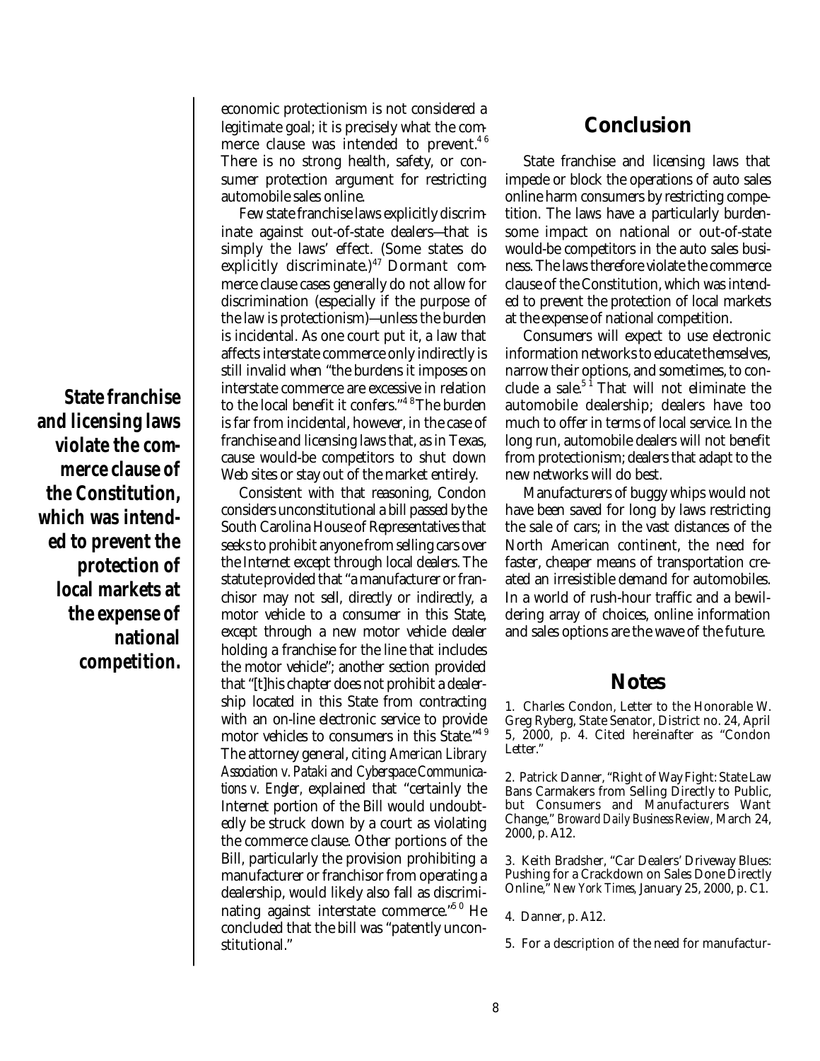economic protectionism is not considered a legitimate goal; it is precisely what the commerce clause was intended to prevent.[46] There is no strong health, safety, or consumer protection argument for restricting automobile sales online.

Few state franchise laws explicitly discriminate against out-of-state dealers—that is simply the laws' effect. (Some states do explicitly discriminate.)[47] Dormant commerce clause cases generally do not allow for discrimination (especially if the purpose of the law is protectionism)—unless the burden is incidental. As one court put it, a law that affects interstate commerce only indirectly is still invalid when "the burdens it imposes on interstate commerce are excessive in relation to the local benefit it confers."[48] The burden is far from incidental, however, in the case of franchise and licensing laws that, as in Texas, cause would-be competitors to shut down Web sites or stay out of the market entirely.

**State franchise and licensing laws violate the commerce clause of the Constitution, which was intended to prevent the protection of local markets at the expense of national competition.**

Consistent with that reasoning, Condon considers unconstitutional a bill passed by the South Carolina House of Representatives that seeks to prohibit anyone from selling cars over the Internet except through local dealers. The statute provided that "a manufacturer or franchisor may not sell, directly or indirectly, a motor vehicle to a consumer in this State, except through a new motor vehicle dealer holding a franchise for the line that includes the motor vehicle"; another section provided that "[t]his chapter does not prohibit a dealership located in this State from contracting with an on-line electronic service to provide motor vehicles to consumers in this State."[49] The attorney general, citing *American Library Association v. Pataki* and *Cyberspace Communications v. Engler*, explained that "certainly the Internet portion of the Bill would undoubtedly be struck down by a court as violating the commerce clause. Other portions of the Bill, particularly the provision prohibiting a manufacturer or franchisor from operating a dealership, would likely also fall as discriminating against interstate commerce."[50] He concluded that the bill was "patently unconstitutional."

## Conclusion

State franchise and licensing laws that impede or block the operations of auto sales online harm consumers by restricting competition. The laws have a particularly burdensome impact on national or out-of-state would-be competitors in the auto sales business. The laws therefore violate the commerce clause of the Constitution, which was intended to prevent the protection of local markets at the expense of national competition.

Consumers will expect to use electronic information networks to educate themselves, narrow their options, and sometimes, to conclude a sale.[51] That will not eliminate the automobile dealership; dealers have too much to offer in terms of local service. In the long run, automobile dealers will not benefit from protectionism; dealers that adapt to the new networks will do best.

Manufacturers of buggy whips would not have been saved for long by laws restricting the sale of cars; in the vast distances of the North American continent, the need for faster, cheaper means of transportation created an irresistible demand for automobiles. In a world of rush-hour traffic and a bewildering array of choices, online information and sales options are the wave of the future.

## Notes

1. Charles Condon, Letter to the Honorable W. Greg Ryberg, State Senator, District no. 24, April 5, 2000, p. 4. Cited hereinafter as "Condon Letter."

2. Patrick Danner, "Right of Way Fight: State Law Bans Carmakers from Selling Directly to Public, but Consumers and Manufacturers Want Change," *Broward Daily Business Review*, March 24, 2000, p. A12.

3. Keith Bradsher, "Car Dealers' Driveway Blues: Pushing for a Crackdown on Sales Done Directly Online," *New York Times*, January 25, 2000, p. C1.

4. Danner, p. A12.

5. For a description of the need for manufactur-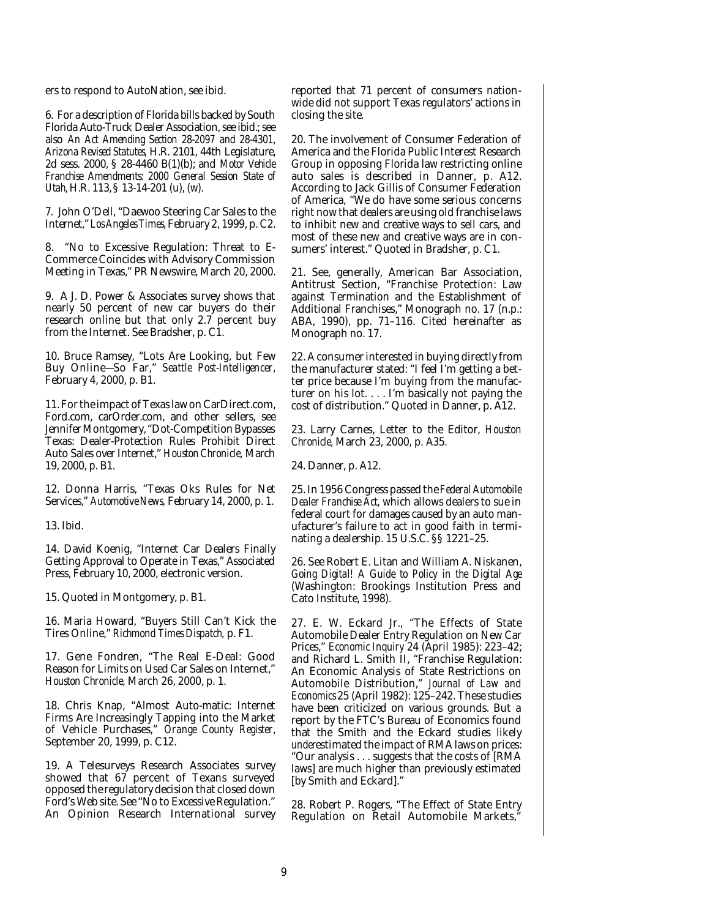ers to respond to AutoNation, see ibid.

6. For a description of Florida bills backed by South Florida Auto-Truck Dealer Association, see ibid.; see also *An Act Amending Section 28-2097 and 28-4301, Arizona Revised Statutes*, H.R. 2101, 44th Legislature, 2d sess. 2000, § 28-4460 B(1)(b); and *Motor Vehicle Franchise Amendments: 2000 General Session State of Utah*, H.R. 113, § 13-14-201 (u), (w).

7. John O'Dell, "Daewoo Steering Car Sales to the Internet," *Los Angeles Times*, February 2, 1999, p. C2.

8. "No to Excessive Regulation: Threat to E-Commerce Coincides with Advisory Commission Meeting in Texas," PR Newswire, March 20, 2000.

9. A J. D. Power & Associates survey shows that nearly 50 percent of new car buyers do their research online but that only 2.7 percent buy from the Internet. See Bradsher, p. C1.

10. Bruce Ramsey, "Lots Are Looking, but Few Buy Online—So Far," *Seattle Post-Intelligencer*, February 4, 2000, p. B1.

11. For the impact of Texas law on CarDirect.com, Ford.com, carOrder.com, and other sellers, see Jennifer Montgomery, "Dot-Competition Bypasses Texas: Dealer-Protection Rules Prohibit Direct Auto Sales over Internet," *Houston Chronicle*, March 19, 2000, p. B1.

12. Donna Harris, "Texas Oks Rules for Net Services," *Automotive News*, February 14, 2000, p. 1.

13. Ibid.

14. David Koenig, "Internet Car Dealers Finally Getting Approval to Operate in Texas," Associated Press, February 10, 2000, electronic version.

15. Quoted in Montgomery, p. B1.

16. Maria Howard, "Buyers Still Can't Kick the Tires Online," *Richmond Times Dispatch*, p. F1.

17. Gene Fondren, "The Real E-Deal: Good Reason for Limits on Used Car Sales on Internet," *Houston Chronicle*, March 26, 2000, p. 1.

18. Chris Knap, "Almost Auto-matic: Internet Firms Are Increasingly Tapping into the Market of Vehicle Purchases," *Orange County Register*, September 20, 1999, p. C12.

19. A Telesurveys Research Associates survey showed that 67 percent of Texans surveyed opposed the regulatory decision that closed down Ford's Web site. See "No to Excessive Regulation." An Opinion Research International survey reported that 71 percent of consumers nationwide did not support Texas regulators' actions in closing the site.

20. The involvement of Consumer Federation of America and the Florida Public Interest Research Group in opposing Florida law restricting online auto sales is described in Danner, p. A12. According to Jack Gillis of Consumer Federation of America, "We do have some serious concerns right now that dealers are using old franchise laws to inhibit new and creative ways to sell cars, and most of these new and creative ways are in consumers' interest." Quoted in Bradsher, p. C1.

21. See, generally, American Bar Association, Antitrust Section, "Franchise Protection: Law against Termination and the Establishment of Additional Franchises," Monograph no. 17 (n.p.: ABA, 1990), pp. 71–116. Cited hereinafter as Monograph no. 17.

22. A consumer interested in buying directly from the manufacturer stated: "I feel I'm getting a better price because I'm buying from the manufacturer on his lot. . . . I'm basically not paying the cost of distribution." Quoted in Danner, p. A12.

23. Larry Carnes, Letter to the Editor, *Houston Chronicle*, March 23, 2000, p. A35.

24. Danner, p. A12.

25. In 1956 Congress passed the *Federal Automobile Dealer Franchise Act*, which allows dealers to sue in federal court for damages caused by an auto manufacturer's failure to act in good faith in terminating a dealership. 15 U.S.C. §§ 1221–25.

26. See Robert E. Litan and William A. Niskanen, *Going Digital! A Guide to Policy in the Digital Age* (Washington: Brookings Institution Press and Cato Institute, 1998).

27. E. W. Eckard Jr., "The Effects of State Automobile Dealer Entry Regulation on New Car Prices," *Economic Inquiry* 24 (April 1985): 223–42; and Richard L. Smith II, "Franchise Regulation: An Economic Analysis of State Restrictions on Automobile Distribution," *Journal of Law and Economics* 25 (April 1982): 125–242. These studies have been criticized on various grounds. But a report by the FTC's Bureau of Economics found that the Smith and the Eckard studies likely *under*estimated the impact of RMA laws on prices: "Our analysis . . . suggests that the costs of [RMA laws] are much higher than previously estimated [by Smith and Eckard]."

28. Robert P. Rogers, "The Effect of State Entry Regulation on Retail Automobile Markets,"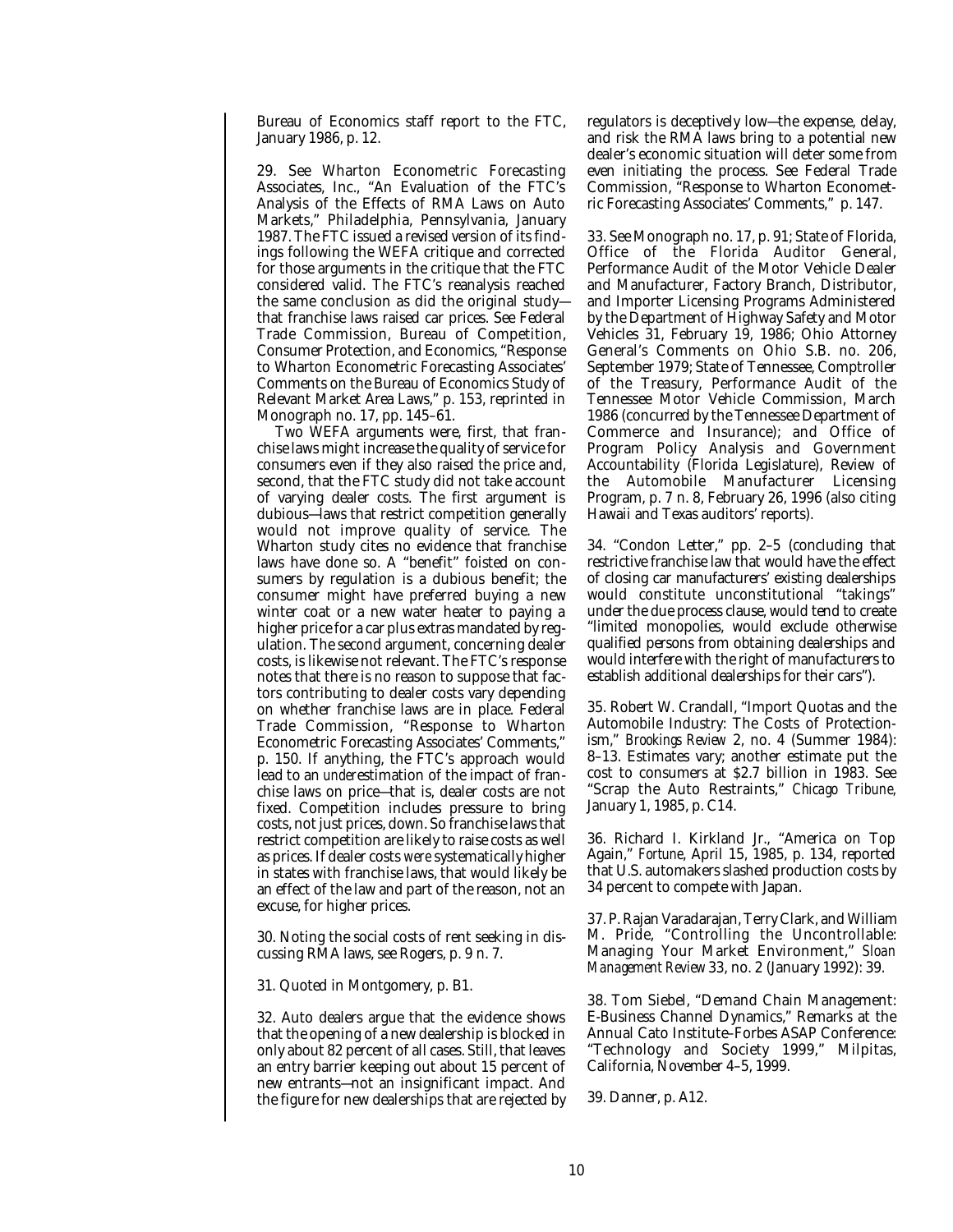Bureau of Economics staff report to the FTC, January 1986, p. 12.

29. See Wharton Econometric Forecasting Associates, Inc., "An Evaluation of the FTC's Analysis of the Effects of RMA Laws on Auto Markets," Philadelphia, Pennsylvania, January 1987. The FTC issued a revised version of its findings following the WEFA critique and corrected for those arguments in the critique that the FTC considered valid. The FTC's reanalysis reached the same conclusion as did the original study—that franchise laws raised car prices. See Federal Trade Commission, Bureau of Competition, Consumer Protection, and Economics, "Response to Wharton Econometric Forecasting Associates' Comments on the Bureau of Economics Study of Relevant Market Area Laws," p. 153, reprinted in Monograph no. 17, pp. 145–61.

Two WEFA arguments were, first, that franchise laws might increase the quality of service for consumers even if they also raised the price and, second, that the FTC study did not take account of varying dealer costs. The first argument is dubious—laws that restrict competition generally would not improve quality of service. The Wharton study cites no evidence that franchise laws have done so. A "benefit" foisted on consumers by regulation is a dubious benefit; the consumer might have preferred buying a new winter coat or a new water heater to paying a higher price for a car plus extras mandated by regulation. The second argument, concerning dealer costs, is likewise not relevant. The FTC's response notes that there is no reason to suppose that factors contributing to dealer costs vary depending on whether franchise laws are in place. Federal Trade Commission, "Response to Wharton Econometric Forecasting Associates' Comments," p. 150. If anything, the FTC's approach would lead to an *under*estimation of the impact of franchise laws on price—that is, dealer costs are not fixed. Competition includes pressure to bring costs, not just prices, down. So franchise laws that restrict competition are likely to raise costs as well as prices. If dealer costs *were* systematically higher in states with franchise laws, that would likely be an effect of the law and part of the reason, not an excuse, for higher prices.

30. Noting the social costs of rent seeking in discussing RMA laws, see Rogers, p. 9 n. 7.

31. Quoted in Montgomery, p. B1.

32. Auto dealers argue that the evidence shows that the opening of a new dealership is blocked in only about 82 percent of all cases. Still, that leaves an entry barrier keeping out about 15 percent of new entrants—not an insignificant impact. And the figure for new dealerships that are rejected by regulators is deceptively low—the expense, delay, and risk the RMA laws bring to a potential new dealer's economic situation will deter some from even initiating the process. See Federal Trade Commission, "Response to Wharton Econometric Forecasting Associates' Comments," p. 147.

33. See Monograph no. 17, p. 91; State of Florida, Office of the Florida Auditor General, Performance Audit of the Motor Vehicle Dealer and Manufacturer, Factory Branch, Distributor, and Importer Licensing Programs Administered by the Department of Highway Safety and Motor Vehicles 31, February 19, 1986; Ohio Attorney General's Comments on Ohio S.B. no. 206, September 1979; State of Tennessee, Comptroller of the Treasury, Performance Audit of the Tennessee Motor Vehicle Commission, March 1986 (concurred by the Tennessee Department of Commerce and Insurance); and Office of Program Policy Analysis and Government Accountability (Florida Legislature), Review of the Automobile Manufacturer Licensing Program, p. 7 n. 8, February 26, 1996 (also citing Hawaii and Texas auditors' reports).

34. "Condon Letter," pp. 2–5 (concluding that restrictive franchise law that would have the effect of closing car manufacturers' existing dealerships would constitute unconstitutional "takings" under the due process clause, would tend to create "limited monopolies, would exclude otherwise qualified persons from obtaining dealerships and would interfere with the right of manufacturers to establish additional dealerships for their cars").

35. Robert W. Crandall, "Import Quotas and the Automobile Industry: The Costs of Protectionism," *Brookings Review* 2, no. 4 (Summer 1984): 8–13. Estimates vary; another estimate put the cost to consumers at $2.7 billion in 1983. See "Scrap the Auto Restraints," *Chicago Tribune*, January 1, 1985, p. C14.

36. Richard I. Kirkland Jr., "America on Top Again," *Fortune*, April 15, 1985, p. 134, reported that U.S. automakers slashed production costs by 34 percent to compete with Japan.

37. P. Rajan Varadarajan, Terry Clark, and William M. Pride, "Controlling the Uncontrollable: Managing Your Market Environment," *Sloan Management Review* 33, no. 2 (January 1992): 39.

38. Tom Siebel, "Demand Chain Management: E-Business Channel Dynamics," Remarks at the Annual Cato Institute–Forbes ASAP Conference: "Technology and Society 1999," Milpitas, California, November 4–5, 1999.

39. Danner, p. A12.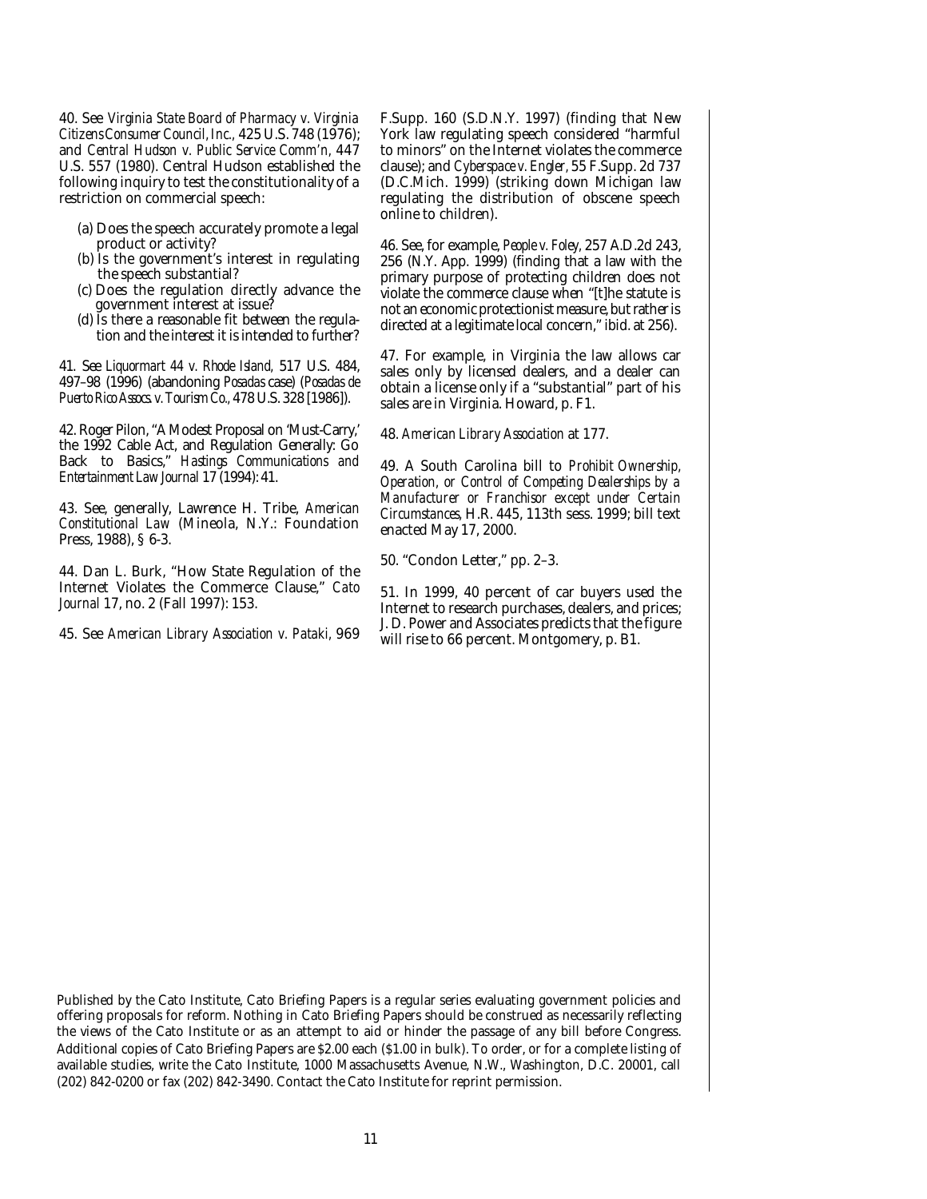40. See *Virginia State Board of Pharmacy v. Virginia Citizens Consumer Council, Inc.,* 425 U.S. 748 (1976); and *Central Hudson v. Public Service Comm'n,* 447 U.S. 557 (1980). Central Hudson established the following inquiry to test the constitutionality of a restriction on commercial speech:

(a) Does the speech accurately promote a legal product or activity?
(b) Is the government's interest in regulating the speech substantial?
(c) Does the regulation directly advance the government interest at issue?
(d) Is there a reasonable fit between the regulation and the interest it is intended to further?

41. See *Liquormart 44 v. Rhode Island,* 517 U.S. 484, 497–98 (1996) (abandoning *Posadas* case) (*Posadas de Puerto Rico Assocs. v. Tourism Co.,* 478 U.S. 328 [1986]).

42. Roger Pilon, "A Modest Proposal on 'Must-Carry,' the 1992 Cable Act, and Regulation Generally: Go Back to Basics," *Hastings Communications and Entertainment Law Journal* 17 (1994): 41.

43. See, generally, Lawrence H. Tribe, *American Constitutional Law* (Mineola, N.Y.: Foundation Press, 1988), § 6-3.

44. Dan L. Burk, "How State Regulation of the Internet Violates the Commerce Clause," *Cato Journal* 17, no. 2 (Fall 1997): 153.

45. See *American Library Association v. Pataki,* 969 F.Supp. 160 (S.D.N.Y. 1997) (finding that New York law regulating speech considered "harmful to minors" on the Internet violates the commerce clause); and *Cyberspace v. Engler,* 55 F.Supp. 2d 737 (D.C.Mich. 1999) (striking down Michigan law regulating the distribution of obscene speech online to children).

46. See, for example, *People v. Foley,* 257 A.D.2d 243, 256 (N.Y. App. 1999) (finding that a law with the primary purpose of protecting children does not violate the commerce clause when "[t]he statute is not an economic protectionist measure, but rather is directed at a legitimate local concern," ibid. at 256).

47. For example, in Virginia the law allows car sales only by licensed dealers, and a dealer can obtain a license only if a "substantial" part of his sales are in Virginia. Howard, p. F1.

48. *American Library Association* at 177.

49. A South Carolina bill to *Prohibit Ownership, Operation, or Control of Competing Dealerships by a Manufacturer or Franchisor except under Certain Circumstances,* H.R. 445, 113th sess. 1999; bill text enacted May 17, 2000.

50. "Condon Letter," pp. 2–3.

51. In 1999, 40 percent of car buyers used the Internet to research purchases, dealers, and prices; J. D. Power and Associates predicts that the figure will rise to 66 percent. Montgomery, p. B1.

Published by the Cato Institute, Cato Briefing Papers is a regular series evaluating government policies and offering proposals for reform. Nothing in Cato Briefing Papers should be construed as necessarily reflecting the views of the Cato Institute or as an attempt to aid or hinder the passage of any bill before Congress. Additional copies of Cato Briefing Papers are $2.00 each ($1.00 in bulk). To order, or for a complete listing of available studies, write the Cato Institute, 1000 Massachusetts Avenue, N.W., Washington, D.C. 20001, call (202) 842-0200 or fax (202) 842-3490. Contact the Cato Institute for reprint permission.